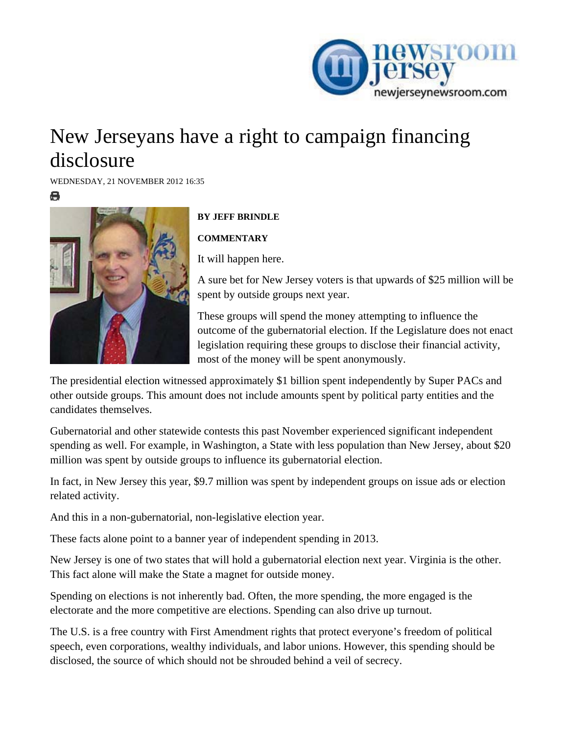# New Jerseyans have a right to campaign financing disclosure

WEDNESDAY, 21 NOVEMBER 2012 16:35

**BY JEFF BRINDLE**

**COMMENTARY**

It will happen here.

A sure bet for New Jersey voters is that upwards of $25 million will be spent by outside groups next year.

These groups will spend the money attempting to influence the outcome of the gubernatorial election. If the Legislature does not enact legislation requiring these groups to disclose their financial activity, most of the money will be spent anonymously.

The presidential election witnessed approximately $1 billion spent independently by Super PACs and other outside groups. This amount does not include amounts spent by political party entities and the candidates themselves.

Gubernatorial and other statewide contests this past November experienced significant independent spending as well. For example, in Washington, a State with less population than New Jersey, about $20 million was spent by outside groups to influence its gubernatorial election.

In fact, in New Jersey this year, $9.7 million was spent by independent groups on issue ads or election related activity.

And this in a non-gubernatorial, non-legislative election year.

These facts alone point to a banner year of independent spending in 2013.

New Jersey is one of two states that will hold a gubernatorial election next year. Virginia is the other. This fact alone will make the State a magnet for outside money.

Spending on elections is not inherently bad. Often, the more spending, the more engaged is the electorate and the more competitive are elections. Spending can also drive up turnout.

The U.S. is a free country with First Amendment rights that protect everyone's freedom of political speech, even corporations, wealthy individuals, and labor unions. However, this spending should be disclosed, the source of which should not be shrouded behind a veil of secrecy.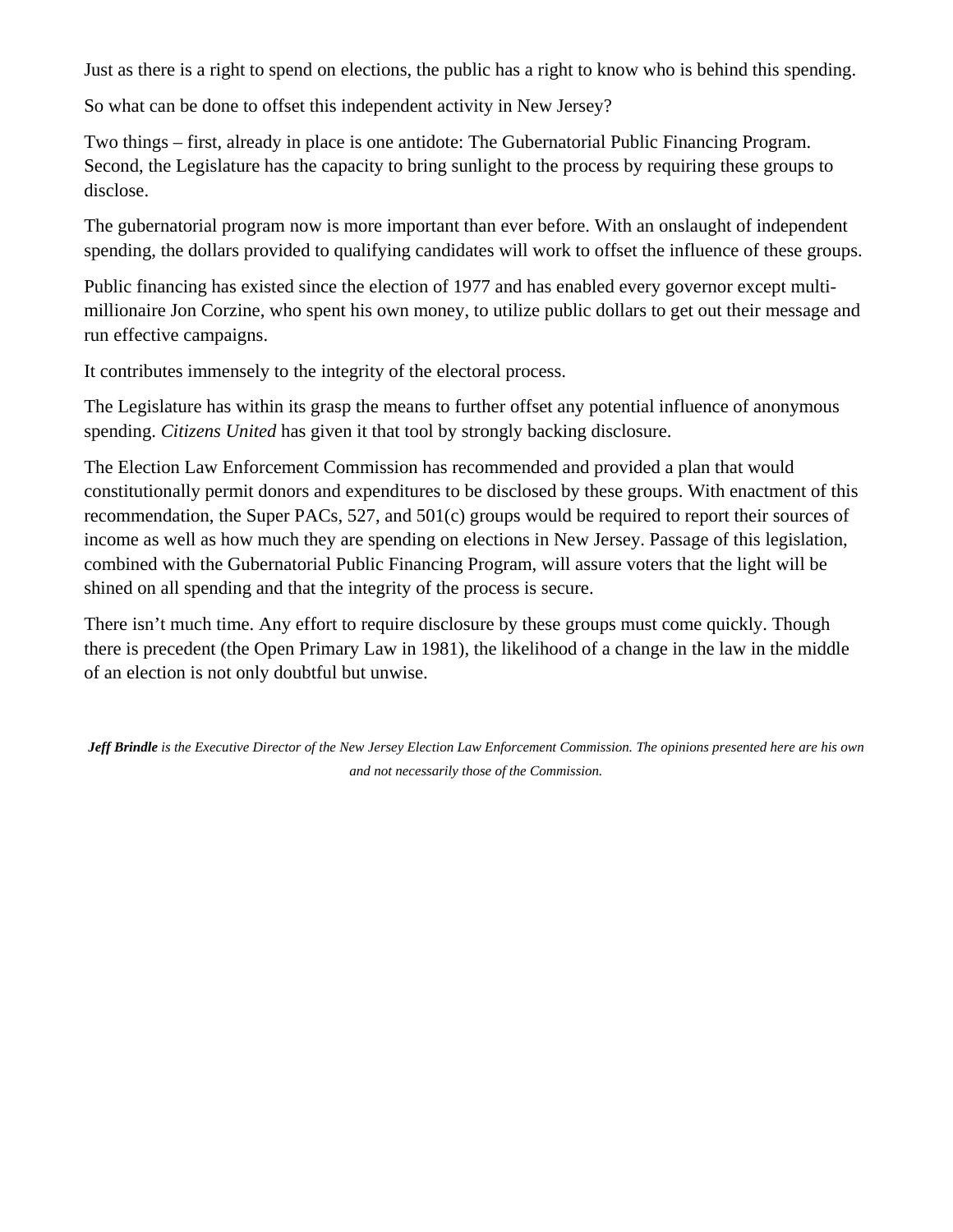Just as there is a right to spend on elections, the public has a right to know who is behind this spending.

So what can be done to offset this independent activity in New Jersey?

Two things – first, already in place is one antidote: The Gubernatorial Public Financing Program. Second, the Legislature has the capacity to bring sunlight to the process by requiring these groups to disclose.

The gubernatorial program now is more important than ever before. With an onslaught of independent spending, the dollars provided to qualifying candidates will work to offset the influence of these groups.

Public financing has existed since the election of 1977 and has enabled every governor except multi-millionaire Jon Corzine, who spent his own money, to utilize public dollars to get out their message and run effective campaigns.

It contributes immensely to the integrity of the electoral process.

The Legislature has within its grasp the means to further offset any potential influence of anonymous spending. *Citizens United* has given it that tool by strongly backing disclosure.

The Election Law Enforcement Commission has recommended and provided a plan that would constitutionally permit donors and expenditures to be disclosed by these groups. With enactment of this recommendation, the Super PACs, 527, and 501(c) groups would be required to report their sources of income as well as how much they are spending on elections in New Jersey. Passage of this legislation, combined with the Gubernatorial Public Financing Program, will assure voters that the light will be shined on all spending and that the integrity of the process is secure.

There isn't much time. Any effort to require disclosure by these groups must come quickly. Though there is precedent (the Open Primary Law in 1981), the likelihood of a change in the law in the middle of an election is not only doubtful but unwise.

***Jeff Brindle*** *is the Executive Director of the New Jersey Election Law Enforcement Commission. The opinions presented here are his own and not necessarily those of the Commission.*